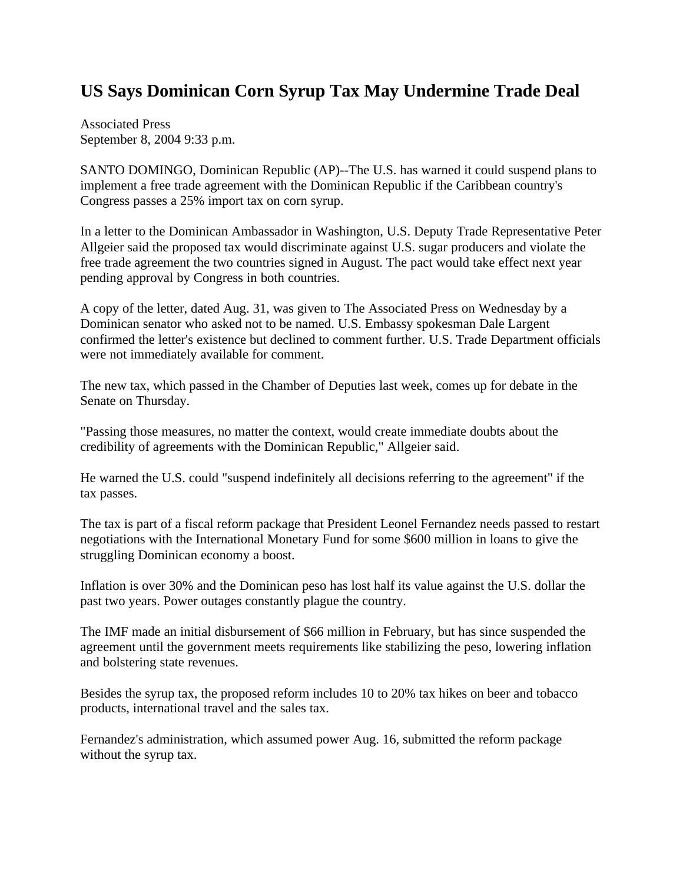# US Says Dominican Corn Syrup Tax May Undermine Trade Deal

Associated Press
September 8, 2004 9:33 p.m.

SANTO DOMINGO, Dominican Republic (AP)--The U.S. has warned it could suspend plans to implement a free trade agreement with the Dominican Republic if the Caribbean country's Congress passes a 25% import tax on corn syrup.

In a letter to the Dominican Ambassador in Washington, U.S. Deputy Trade Representative Peter Allgeier said the proposed tax would discriminate against U.S. sugar producers and violate the free trade agreement the two countries signed in August. The pact would take effect next year pending approval by Congress in both countries.

A copy of the letter, dated Aug. 31, was given to The Associated Press on Wednesday by a Dominican senator who asked not to be named. U.S. Embassy spokesman Dale Largent confirmed the letter's existence but declined to comment further. U.S. Trade Department officials were not immediately available for comment.

The new tax, which passed in the Chamber of Deputies last week, comes up for debate in the Senate on Thursday.

"Passing those measures, no matter the context, would create immediate doubts about the credibility of agreements with the Dominican Republic," Allgeier said.

He warned the U.S. could "suspend indefinitely all decisions referring to the agreement" if the tax passes.

The tax is part of a fiscal reform package that President Leonel Fernandez needs passed to restart negotiations with the International Monetary Fund for some $600 million in loans to give the struggling Dominican economy a boost.

Inflation is over 30% and the Dominican peso has lost half its value against the U.S. dollar the past two years. Power outages constantly plague the country.

The IMF made an initial disbursement of $66 million in February, but has since suspended the agreement until the government meets requirements like stabilizing the peso, lowering inflation and bolstering state revenues.

Besides the syrup tax, the proposed reform includes 10 to 20% tax hikes on beer and tobacco products, international travel and the sales tax.

Fernandez's administration, which assumed power Aug. 16, submitted the reform package without the syrup tax.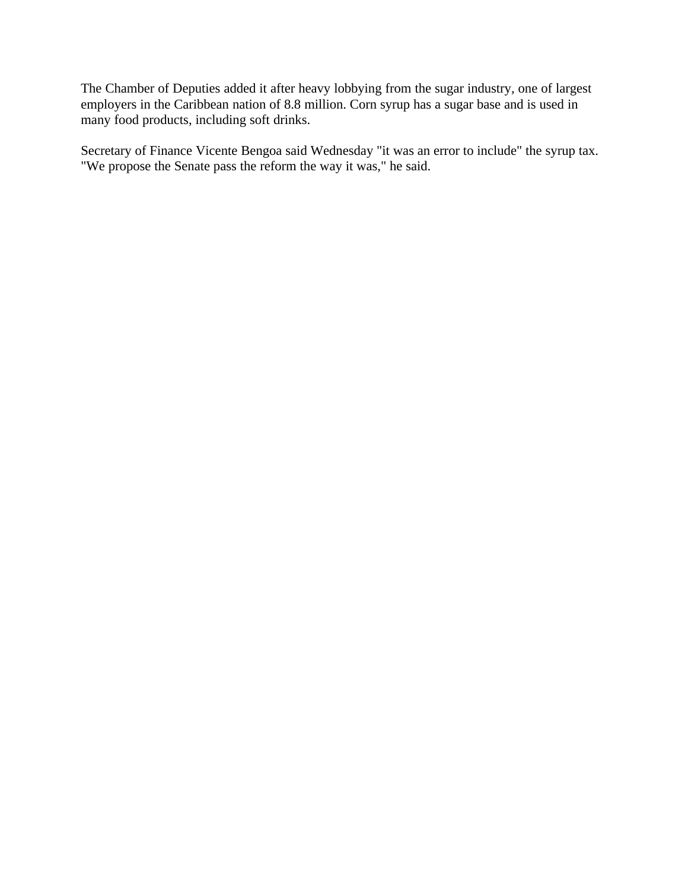The Chamber of Deputies added it after heavy lobbying from the sugar industry, one of largest employers in the Caribbean nation of 8.8 million. Corn syrup has a sugar base and is used in many food products, including soft drinks.

Secretary of Finance Vicente Bengoa said Wednesday "it was an error to include" the syrup tax. "We propose the Senate pass the reform the way it was," he said.